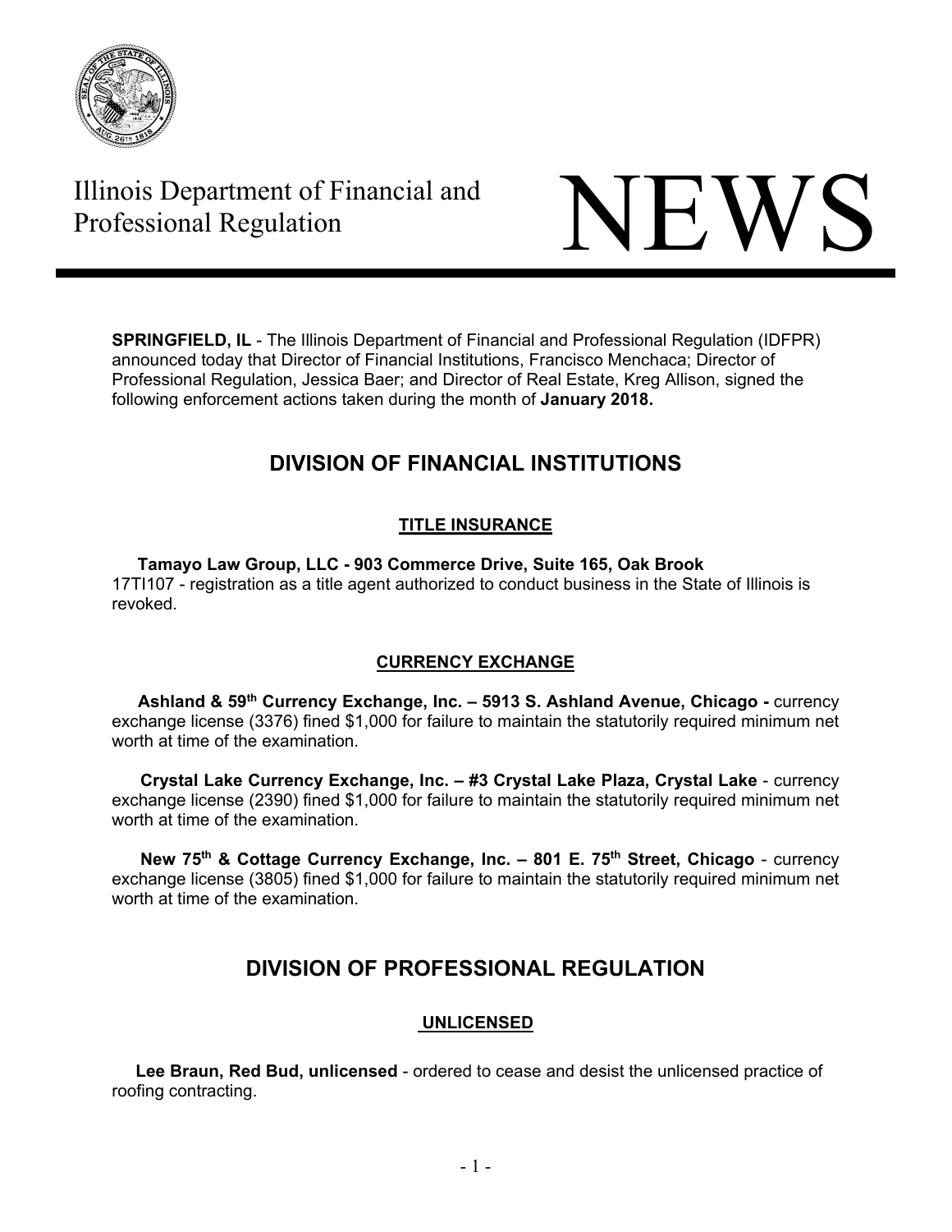# Illinois Department of Financial and Professional Regulation

# NEWS

**SPRINGFIELD, IL** - The Illinois Department of Financial and Professional Regulation (IDFPR) announced today that Director of Financial Institutions, Francisco Menchaca; Director of Professional Regulation, Jessica Baer; and Director of Real Estate, Kreg Allison, signed the following enforcement actions taken during the month of **January 2018.**

## DIVISION OF FINANCIAL INSTITUTIONS

### TITLE INSURANCE

**Tamayo Law Group, LLC - 903 Commerce Drive, Suite 165, Oak Brook**
17TI107 - registration as a title agent authorized to conduct business in the State of Illinois is revoked.

### CURRENCY EXCHANGE

**Ashland & 59th Currency Exchange, Inc. – 5913 S. Ashland Avenue, Chicago -** currency exchange license (3376) fined $1,000 for failure to maintain the statutorily required minimum net worth at time of the examination.

**Crystal Lake Currency Exchange, Inc. – #3 Crystal Lake Plaza, Crystal Lake** - currency exchange license (2390) fined $1,000 for failure to maintain the statutorily required minimum net worth at time of the examination.

**New 75th & Cottage Currency Exchange, Inc. – 801 E. 75th Street, Chicago** - currency exchange license (3805) fined $1,000 for failure to maintain the statutorily required minimum net worth at time of the examination.

## DIVISION OF PROFESSIONAL REGULATION

### UNLICENSED

**Lee Braun, Red Bud, unlicensed** - ordered to cease and desist the unlicensed practice of roofing contracting.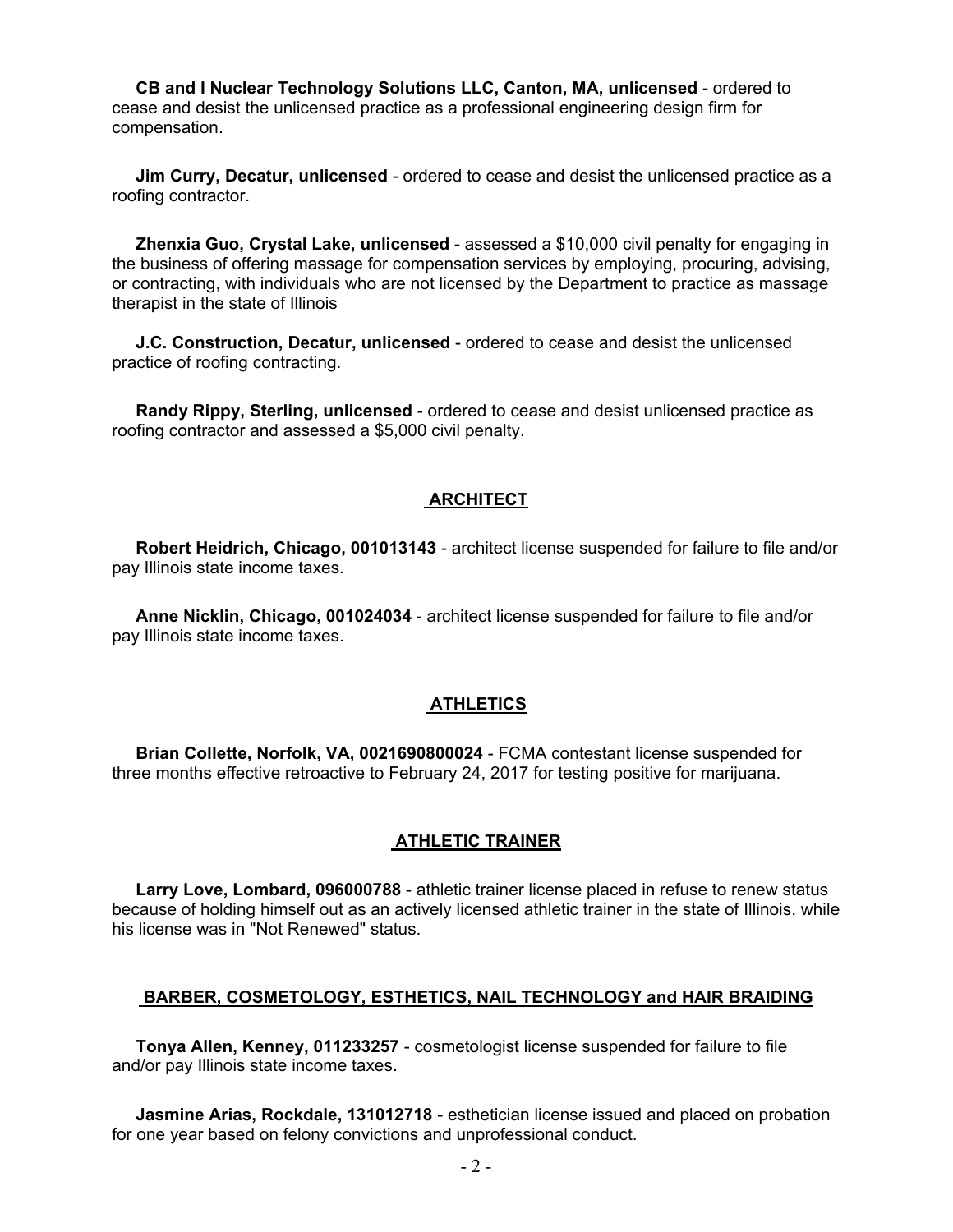**CB and I Nuclear Technology Solutions LLC, Canton, MA, unlicensed** - ordered to cease and desist the unlicensed practice as a professional engineering design firm for compensation.

**Jim Curry, Decatur, unlicensed** - ordered to cease and desist the unlicensed practice as a roofing contractor.

**Zhenxia Guo, Crystal Lake, unlicensed** - assessed a $10,000 civil penalty for engaging in the business of offering massage for compensation services by employing, procuring, advising, or contracting, with individuals who are not licensed by the Department to practice as massage therapist in the state of Illinois

**J.C. Construction, Decatur, unlicensed** - ordered to cease and desist the unlicensed practice of roofing contracting.

**Randy Rippy, Sterling, unlicensed** - ordered to cease and desist unlicensed practice as roofing contractor and assessed a $5,000 civil penalty.

## ARCHITECT

**Robert Heidrich, Chicago, 001013143** - architect license suspended for failure to file and/or pay Illinois state income taxes.

**Anne Nicklin, Chicago, 001024034** - architect license suspended for failure to file and/or pay Illinois state income taxes.

## ATHLETICS

**Brian Collette, Norfolk, VA, 0021690800024** - FCMA contestant license suspended for three months effective retroactive to February 24, 2017 for testing positive for marijuana.

## ATHLETIC TRAINER

**Larry Love, Lombard, 096000788** - athletic trainer license placed in refuse to renew status because of holding himself out as an actively licensed athletic trainer in the state of Illinois, while his license was in "Not Renewed" status.

## BARBER, COSMETOLOGY, ESTHETICS, NAIL TECHNOLOGY and HAIR BRAIDING

**Tonya Allen, Kenney, 011233257** - cosmetologist license suspended for failure to file and/or pay Illinois state income taxes.

**Jasmine Arias, Rockdale, 131012718** - esthetician license issued and placed on probation for one year based on felony convictions and unprofessional conduct.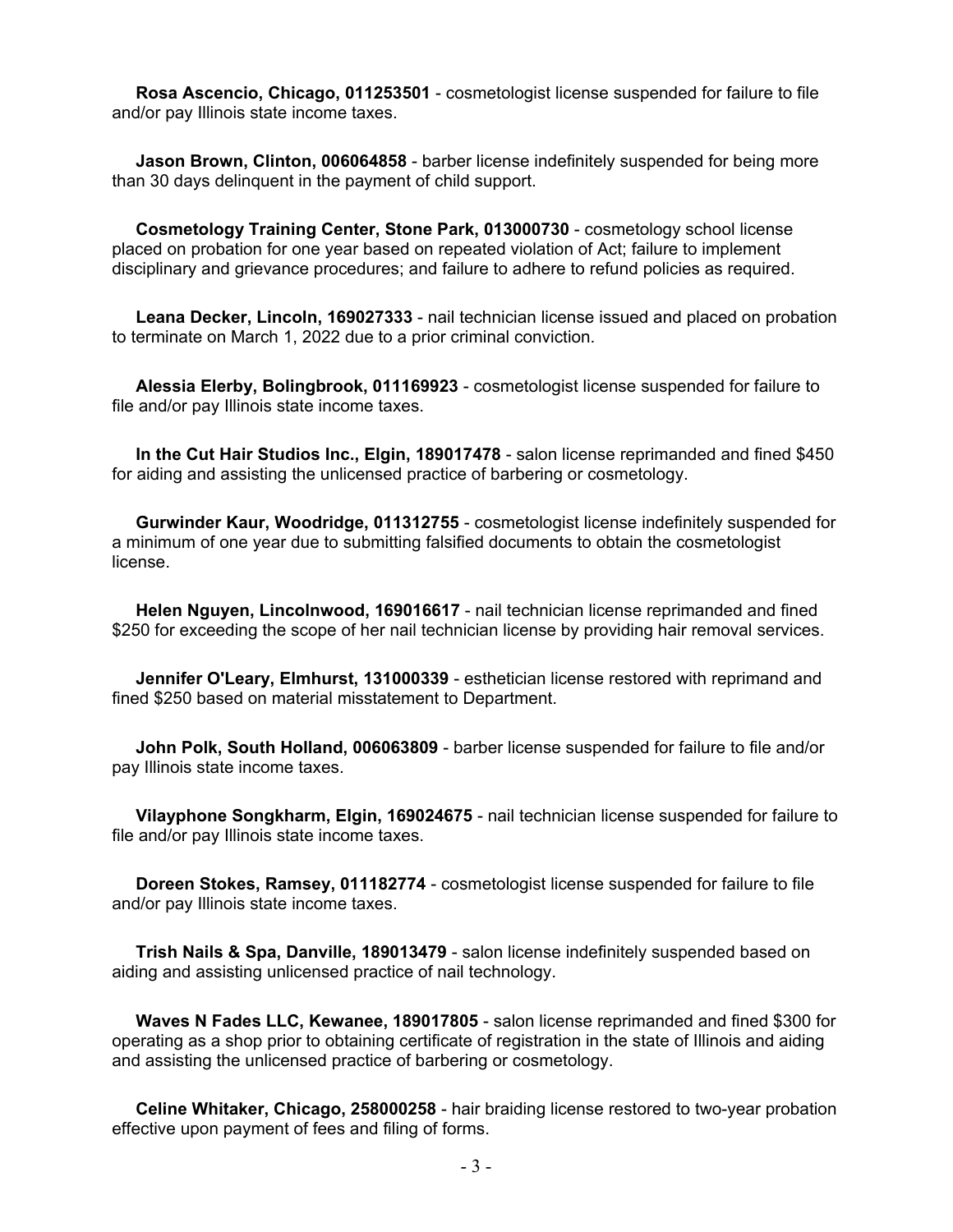**Rosa Ascencio, Chicago, 011253501** - cosmetologist license suspended for failure to file and/or pay Illinois state income taxes.

**Jason Brown, Clinton, 006064858** - barber license indefinitely suspended for being more than 30 days delinquent in the payment of child support.

**Cosmetology Training Center, Stone Park, 013000730** - cosmetology school license placed on probation for one year based on repeated violation of Act; failure to implement disciplinary and grievance procedures; and failure to adhere to refund policies as required.

**Leana Decker, Lincoln, 169027333** - nail technician license issued and placed on probation to terminate on March 1, 2022 due to a prior criminal conviction.

**Alessia Elerby, Bolingbrook, 011169923** - cosmetologist license suspended for failure to file and/or pay Illinois state income taxes.

**In the Cut Hair Studios Inc., Elgin, 189017478** - salon license reprimanded and fined $450 for aiding and assisting the unlicensed practice of barbering or cosmetology.

**Gurwinder Kaur, Woodridge, 011312755** - cosmetologist license indefinitely suspended for a minimum of one year due to submitting falsified documents to obtain the cosmetologist license.

**Helen Nguyen, Lincolnwood, 169016617** - nail technician license reprimanded and fined $250 for exceeding the scope of her nail technician license by providing hair removal services.

**Jennifer O'Leary, Elmhurst, 131000339** - esthetician license restored with reprimand and fined $250 based on material misstatement to Department.

**John Polk, South Holland, 006063809** - barber license suspended for failure to file and/or pay Illinois state income taxes.

**Vilayphone Songkharm, Elgin, 169024675** - nail technician license suspended for failure to file and/or pay Illinois state income taxes.

**Doreen Stokes, Ramsey, 011182774** - cosmetologist license suspended for failure to file and/or pay Illinois state income taxes.

**Trish Nails & Spa, Danville, 189013479** - salon license indefinitely suspended based on aiding and assisting unlicensed practice of nail technology.

**Waves N Fades LLC, Kewanee, 189017805** - salon license reprimanded and fined $300 for operating as a shop prior to obtaining certificate of registration in the state of Illinois and aiding and assisting the unlicensed practice of barbering or cosmetology.

**Celine Whitaker, Chicago, 258000258** - hair braiding license restored to two-year probation effective upon payment of fees and filing of forms.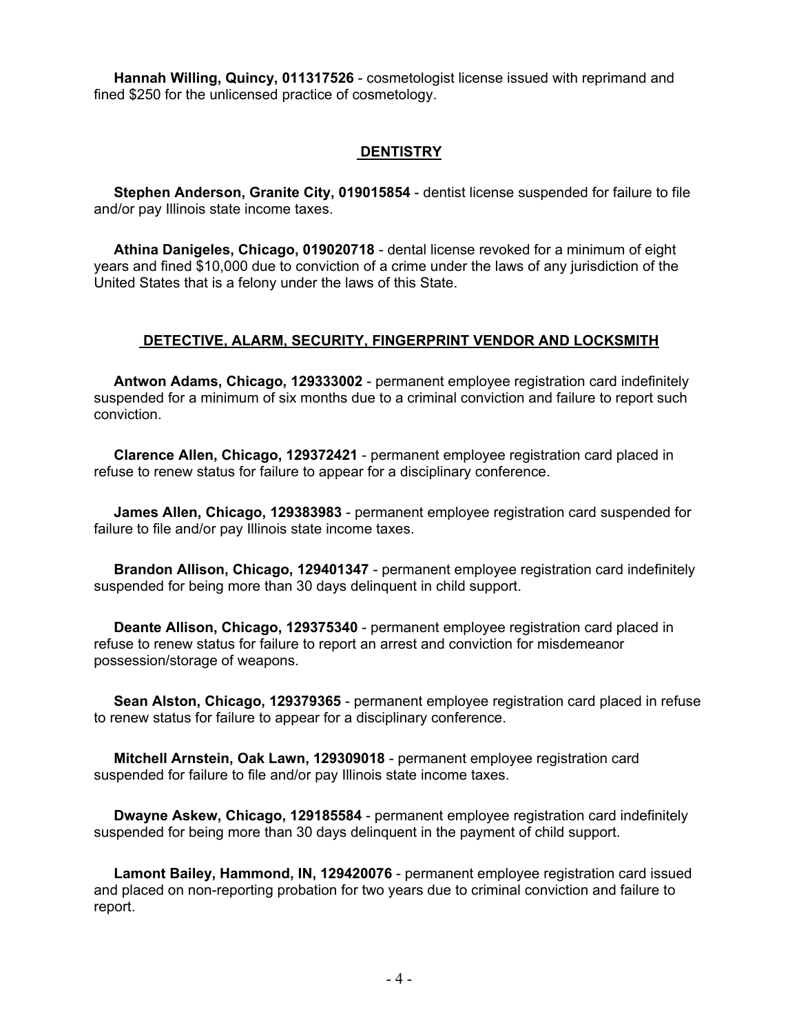**Hannah Willing, Quincy, 011317526** - cosmetologist license issued with reprimand and fined $250 for the unlicensed practice of cosmetology.

## DENTISTRY

**Stephen Anderson, Granite City, 019015854** - dentist license suspended for failure to file and/or pay Illinois state income taxes.

**Athina Danigeles, Chicago, 019020718** - dental license revoked for a minimum of eight years and fined $10,000 due to conviction of a crime under the laws of any jurisdiction of the United States that is a felony under the laws of this State.

## DETECTIVE, ALARM, SECURITY, FINGERPRINT VENDOR AND LOCKSMITH

**Antwon Adams, Chicago, 129333002** - permanent employee registration card indefinitely suspended for a minimum of six months due to a criminal conviction and failure to report such conviction.

**Clarence Allen, Chicago, 129372421** - permanent employee registration card placed in refuse to renew status for failure to appear for a disciplinary conference.

**James Allen, Chicago, 129383983** - permanent employee registration card suspended for failure to file and/or pay Illinois state income taxes.

**Brandon Allison, Chicago, 129401347** - permanent employee registration card indefinitely suspended for being more than 30 days delinquent in child support.

**Deante Allison, Chicago, 129375340** - permanent employee registration card placed in refuse to renew status for failure to report an arrest and conviction for misdemeanor possession/storage of weapons.

**Sean Alston, Chicago, 129379365** - permanent employee registration card placed in refuse to renew status for failure to appear for a disciplinary conference.

**Mitchell Arnstein, Oak Lawn, 129309018** - permanent employee registration card suspended for failure to file and/or pay Illinois state income taxes.

**Dwayne Askew, Chicago, 129185584** - permanent employee registration card indefinitely suspended for being more than 30 days delinquent in the payment of child support.

**Lamont Bailey, Hammond, IN, 129420076** - permanent employee registration card issued and placed on non-reporting probation for two years due to criminal conviction and failure to report.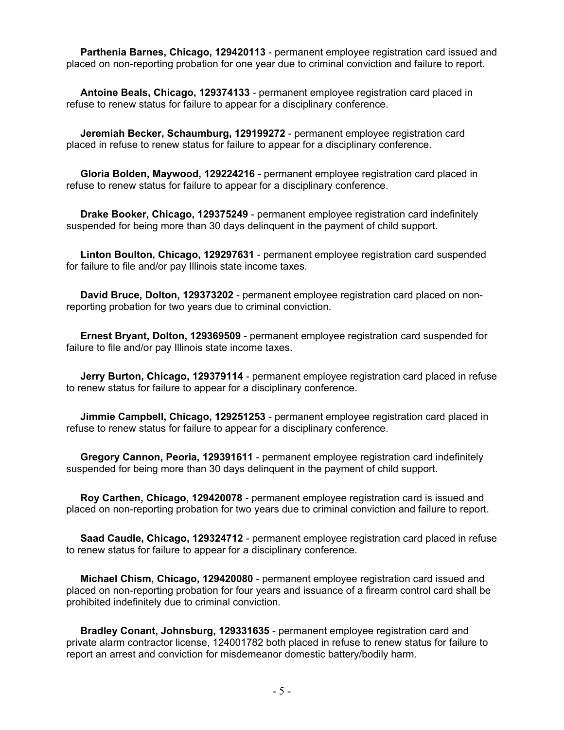**Parthenia Barnes, Chicago, 129420113** - permanent employee registration card issued and placed on non-reporting probation for one year due to criminal conviction and failure to report.

**Antoine Beals, Chicago, 129374133** - permanent employee registration card placed in refuse to renew status for failure to appear for a disciplinary conference.

**Jeremiah Becker, Schaumburg, 129199272** - permanent employee registration card placed in refuse to renew status for failure to appear for a disciplinary conference.

**Gloria Bolden, Maywood, 129224216** - permanent employee registration card placed in refuse to renew status for failure to appear for a disciplinary conference.

**Drake Booker, Chicago, 129375249** - permanent employee registration card indefinitely suspended for being more than 30 days delinquent in the payment of child support.

**Linton Boulton, Chicago, 129297631** - permanent employee registration card suspended for failure to file and/or pay Illinois state income taxes.

**David Bruce, Dolton, 129373202** - permanent employee registration card placed on non-reporting probation for two years due to criminal conviction.

**Ernest Bryant, Dolton, 129369509** - permanent employee registration card suspended for failure to file and/or pay Illinois state income taxes.

**Jerry Burton, Chicago, 129379114** - permanent employee registration card placed in refuse to renew status for failure to appear for a disciplinary conference.

**Jimmie Campbell, Chicago, 129251253** - permanent employee registration card placed in refuse to renew status for failure to appear for a disciplinary conference.

**Gregory Cannon, Peoria, 129391611** - permanent employee registration card indefinitely suspended for being more than 30 days delinquent in the payment of child support.

**Roy Carthen, Chicago, 129420078** - permanent employee registration card is issued and placed on non-reporting probation for two years due to criminal conviction and failure to report.

**Saad Caudle, Chicago, 129324712** - permanent employee registration card placed in refuse to renew status for failure to appear for a disciplinary conference.

**Michael Chism, Chicago, 129420080** - permanent employee registration card issued and placed on non-reporting probation for four years and issuance of a firearm control card shall be prohibited indefinitely due to criminal conviction.

**Bradley Conant, Johnsburg, 129331635** - permanent employee registration card and private alarm contractor license, 124001782 both placed in refuse to renew status for failure to report an arrest and conviction for misdemeanor domestic battery/bodily harm.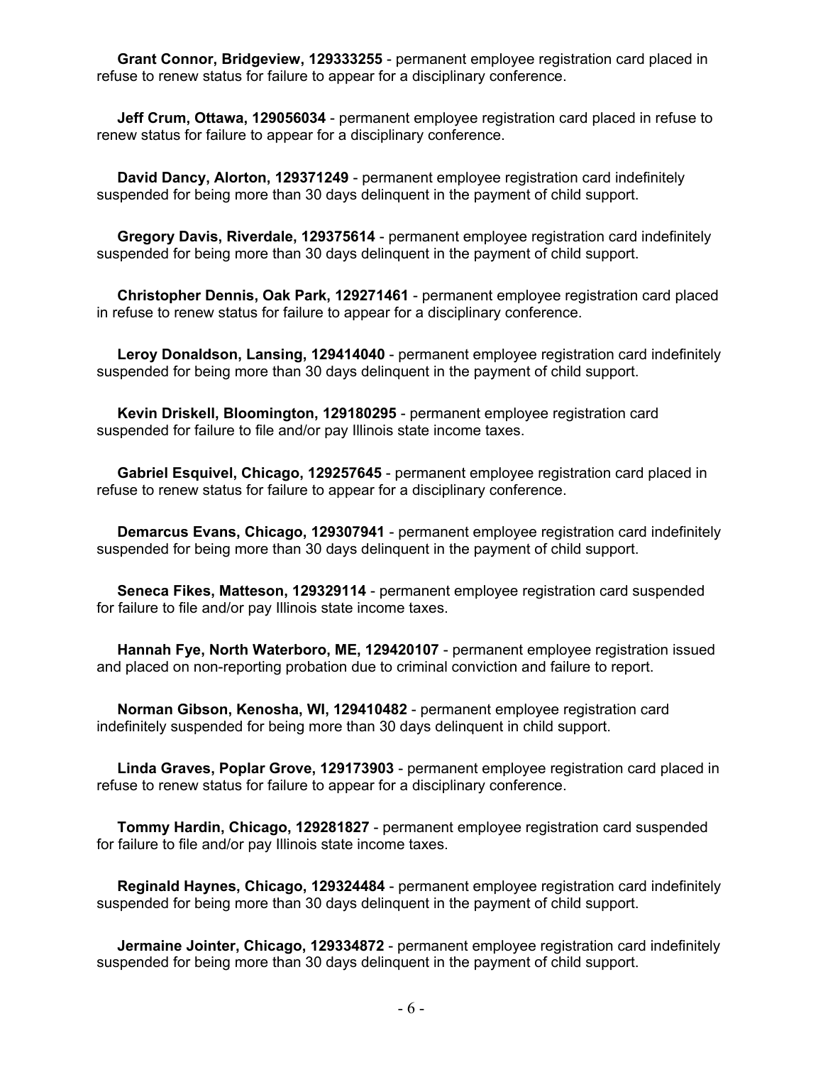**Grant Connor, Bridgeview, 129333255** - permanent employee registration card placed in refuse to renew status for failure to appear for a disciplinary conference.

**Jeff Crum, Ottawa, 129056034** - permanent employee registration card placed in refuse to renew status for failure to appear for a disciplinary conference.

**David Dancy, Alorton, 129371249** - permanent employee registration card indefinitely suspended for being more than 30 days delinquent in the payment of child support.

**Gregory Davis, Riverdale, 129375614** - permanent employee registration card indefinitely suspended for being more than 30 days delinquent in the payment of child support.

**Christopher Dennis, Oak Park, 129271461** - permanent employee registration card placed in refuse to renew status for failure to appear for a disciplinary conference.

**Leroy Donaldson, Lansing, 129414040** - permanent employee registration card indefinitely suspended for being more than 30 days delinquent in the payment of child support.

**Kevin Driskell, Bloomington, 129180295** - permanent employee registration card suspended for failure to file and/or pay Illinois state income taxes.

**Gabriel Esquivel, Chicago, 129257645** - permanent employee registration card placed in refuse to renew status for failure to appear for a disciplinary conference.

**Demarcus Evans, Chicago, 129307941** - permanent employee registration card indefinitely suspended for being more than 30 days delinquent in the payment of child support.

**Seneca Fikes, Matteson, 129329114** - permanent employee registration card suspended for failure to file and/or pay Illinois state income taxes.

**Hannah Fye, North Waterboro, ME, 129420107** - permanent employee registration issued and placed on non-reporting probation due to criminal conviction and failure to report.

**Norman Gibson, Kenosha, WI, 129410482** - permanent employee registration card indefinitely suspended for being more than 30 days delinquent in child support.

**Linda Graves, Poplar Grove, 129173903** - permanent employee registration card placed in refuse to renew status for failure to appear for a disciplinary conference.

**Tommy Hardin, Chicago, 129281827** - permanent employee registration card suspended for failure to file and/or pay Illinois state income taxes.

**Reginald Haynes, Chicago, 129324484** - permanent employee registration card indefinitely suspended for being more than 30 days delinquent in the payment of child support.

**Jermaine Jointer, Chicago, 129334872** - permanent employee registration card indefinitely suspended for being more than 30 days delinquent in the payment of child support.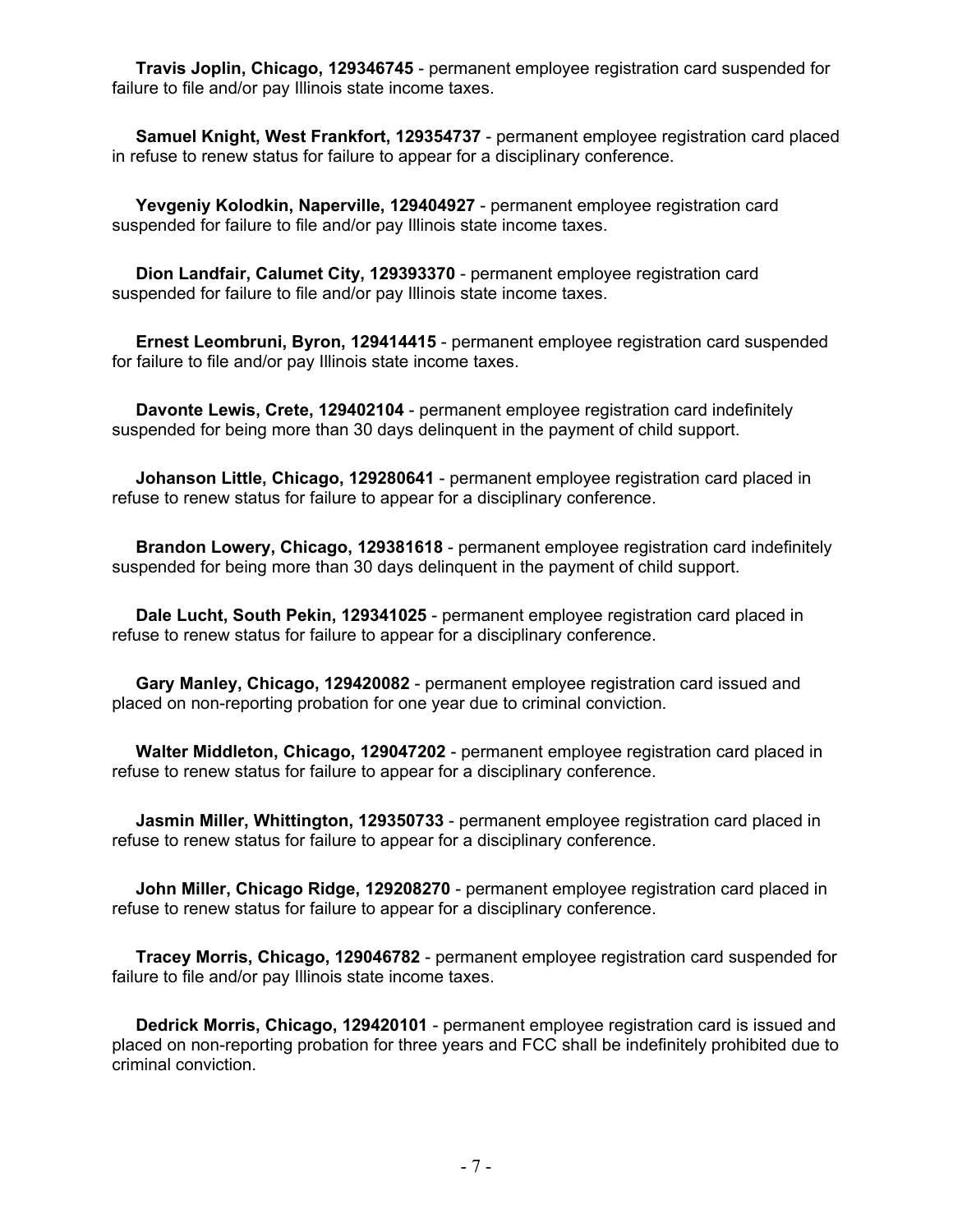**Travis Joplin, Chicago, 129346745** - permanent employee registration card suspended for failure to file and/or pay Illinois state income taxes.

**Samuel Knight, West Frankfort, 129354737** - permanent employee registration card placed in refuse to renew status for failure to appear for a disciplinary conference.

**Yevgeniy Kolodkin, Naperville, 129404927** - permanent employee registration card suspended for failure to file and/or pay Illinois state income taxes.

**Dion Landfair, Calumet City, 129393370** - permanent employee registration card suspended for failure to file and/or pay Illinois state income taxes.

**Ernest Leombruni, Byron, 129414415** - permanent employee registration card suspended for failure to file and/or pay Illinois state income taxes.

**Davonte Lewis, Crete, 129402104** - permanent employee registration card indefinitely suspended for being more than 30 days delinquent in the payment of child support.

**Johanson Little, Chicago, 129280641** - permanent employee registration card placed in refuse to renew status for failure to appear for a disciplinary conference.

**Brandon Lowery, Chicago, 129381618** - permanent employee registration card indefinitely suspended for being more than 30 days delinquent in the payment of child support.

**Dale Lucht, South Pekin, 129341025** - permanent employee registration card placed in refuse to renew status for failure to appear for a disciplinary conference.

**Gary Manley, Chicago, 129420082** - permanent employee registration card issued and placed on non-reporting probation for one year due to criminal conviction.

**Walter Middleton, Chicago, 129047202** - permanent employee registration card placed in refuse to renew status for failure to appear for a disciplinary conference.

**Jasmin Miller, Whittington, 129350733** - permanent employee registration card placed in refuse to renew status for failure to appear for a disciplinary conference.

**John Miller, Chicago Ridge, 129208270** - permanent employee registration card placed in refuse to renew status for failure to appear for a disciplinary conference.

**Tracey Morris, Chicago, 129046782** - permanent employee registration card suspended for failure to file and/or pay Illinois state income taxes.

**Dedrick Morris, Chicago, 129420101** - permanent employee registration card is issued and placed on non-reporting probation for three years and FCC shall be indefinitely prohibited due to criminal conviction.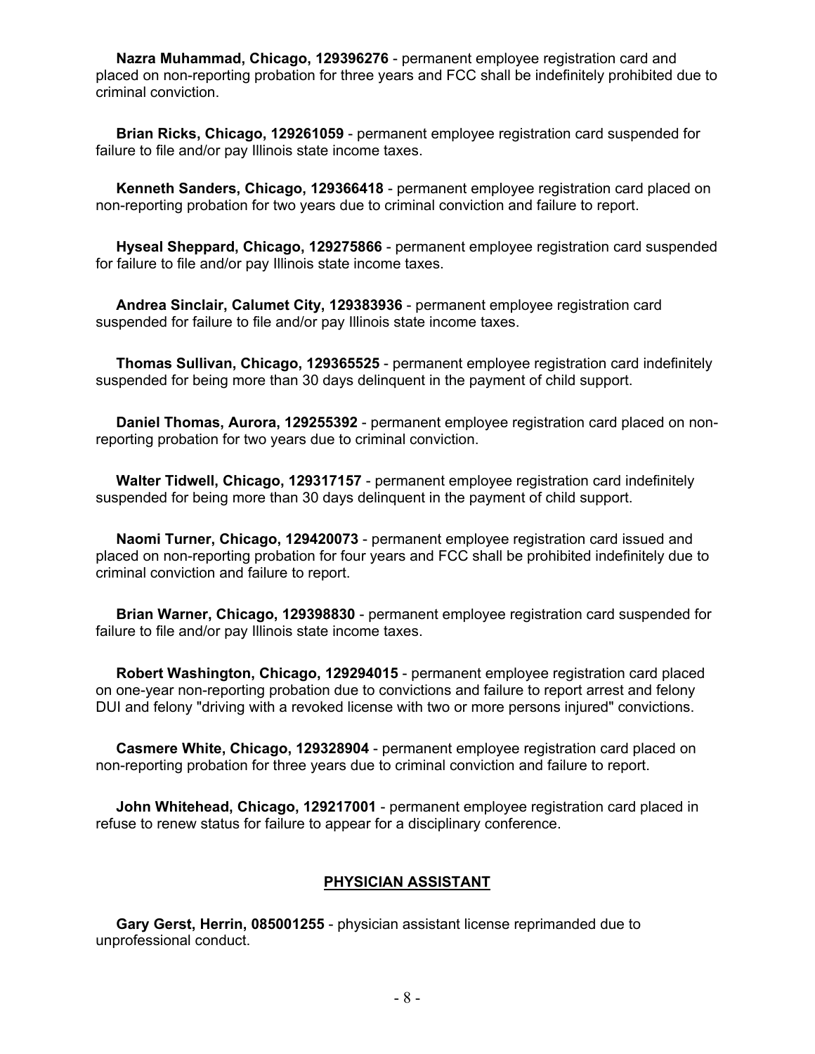**Nazra Muhammad, Chicago, 129396276** - permanent employee registration card and placed on non-reporting probation for three years and FCC shall be indefinitely prohibited due to criminal conviction.

**Brian Ricks, Chicago, 129261059** - permanent employee registration card suspended for failure to file and/or pay Illinois state income taxes.

**Kenneth Sanders, Chicago, 129366418** - permanent employee registration card placed on non-reporting probation for two years due to criminal conviction and failure to report.

**Hyseal Sheppard, Chicago, 129275866** - permanent employee registration card suspended for failure to file and/or pay Illinois state income taxes.

**Andrea Sinclair, Calumet City, 129383936** - permanent employee registration card suspended for failure to file and/or pay Illinois state income taxes.

**Thomas Sullivan, Chicago, 129365525** - permanent employee registration card indefinitely suspended for being more than 30 days delinquent in the payment of child support.

**Daniel Thomas, Aurora, 129255392** - permanent employee registration card placed on non-reporting probation for two years due to criminal conviction.

**Walter Tidwell, Chicago, 129317157** - permanent employee registration card indefinitely suspended for being more than 30 days delinquent in the payment of child support.

**Naomi Turner, Chicago, 129420073** - permanent employee registration card issued and placed on non-reporting probation for four years and FCC shall be prohibited indefinitely due to criminal conviction and failure to report.

**Brian Warner, Chicago, 129398830** - permanent employee registration card suspended for failure to file and/or pay Illinois state income taxes.

**Robert Washington, Chicago, 129294015** - permanent employee registration card placed on one-year non-reporting probation due to convictions and failure to report arrest and felony DUI and felony "driving with a revoked license with two or more persons injured" convictions.

**Casmere White, Chicago, 129328904** - permanent employee registration card placed on non-reporting probation for three years due to criminal conviction and failure to report.

**John Whitehead, Chicago, 129217001** - permanent employee registration card placed in refuse to renew status for failure to appear for a disciplinary conference.

## PHYSICIAN ASSISTANT

**Gary Gerst, Herrin, 085001255** - physician assistant license reprimanded due to unprofessional conduct.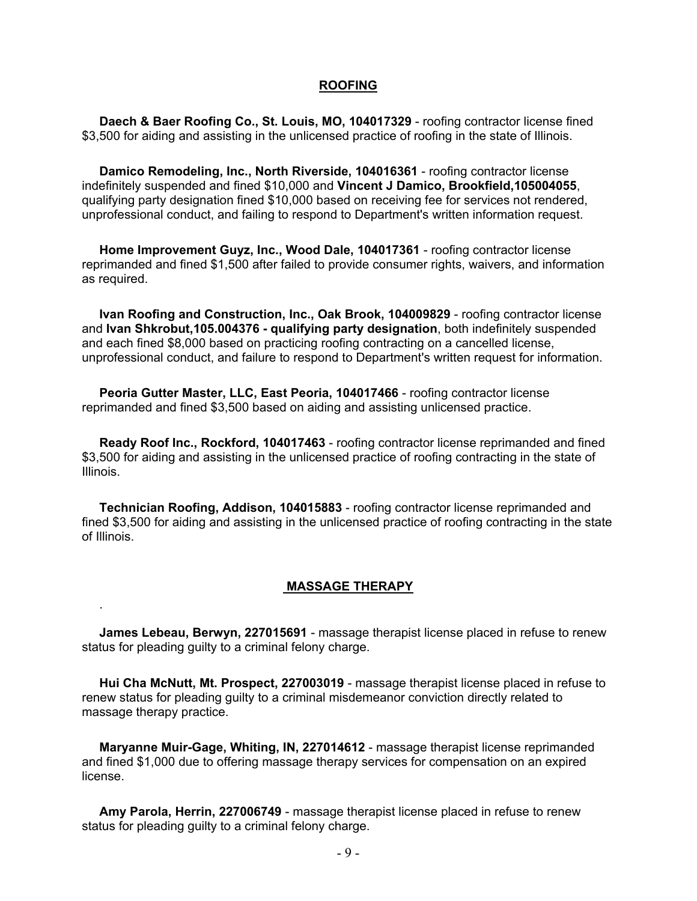## ROOFING

**Daech & Baer Roofing Co., St. Louis, MO, 104017329** - roofing contractor license fined $3,500 for aiding and assisting in the unlicensed practice of roofing in the state of Illinois.

**Damico Remodeling, Inc., North Riverside, 104016361** - roofing contractor license indefinitely suspended and fined $10,000 and **Vincent J Damico, Brookfield,105004055**, qualifying party designation fined $10,000 based on receiving fee for services not rendered, unprofessional conduct, and failing to respond to Department's written information request.

**Home Improvement Guyz, Inc., Wood Dale, 104017361** - roofing contractor license reprimanded and fined $1,500 after failed to provide consumer rights, waivers, and information as required.

**Ivan Roofing and Construction, Inc., Oak Brook, 104009829** - roofing contractor license and **Ivan Shkrobut,105.004376 - qualifying party designation**, both indefinitely suspended and each fined $8,000 based on practicing roofing contracting on a cancelled license, unprofessional conduct, and failure to respond to Department's written request for information.

**Peoria Gutter Master, LLC, East Peoria, 104017466** - roofing contractor license reprimanded and fined $3,500 based on aiding and assisting unlicensed practice.

**Ready Roof Inc., Rockford, 104017463** - roofing contractor license reprimanded and fined $3,500 for aiding and assisting in the unlicensed practice of roofing contracting in the state of Illinois.

**Technician Roofing, Addison, 104015883** - roofing contractor license reprimanded and fined $3,500 for aiding and assisting in the unlicensed practice of roofing contracting in the state of Illinois.

## MASSAGE THERAPY

.

**James Lebeau, Berwyn, 227015691** - massage therapist license placed in refuse to renew status for pleading guilty to a criminal felony charge.

**Hui Cha McNutt, Mt. Prospect, 227003019** - massage therapist license placed in refuse to renew status for pleading guilty to a criminal misdemeanor conviction directly related to massage therapy practice.

**Maryanne Muir-Gage, Whiting, IN, 227014612** - massage therapist license reprimanded and fined $1,000 due to offering massage therapy services for compensation on an expired license.

**Amy Parola, Herrin, 227006749** - massage therapist license placed in refuse to renew status for pleading guilty to a criminal felony charge.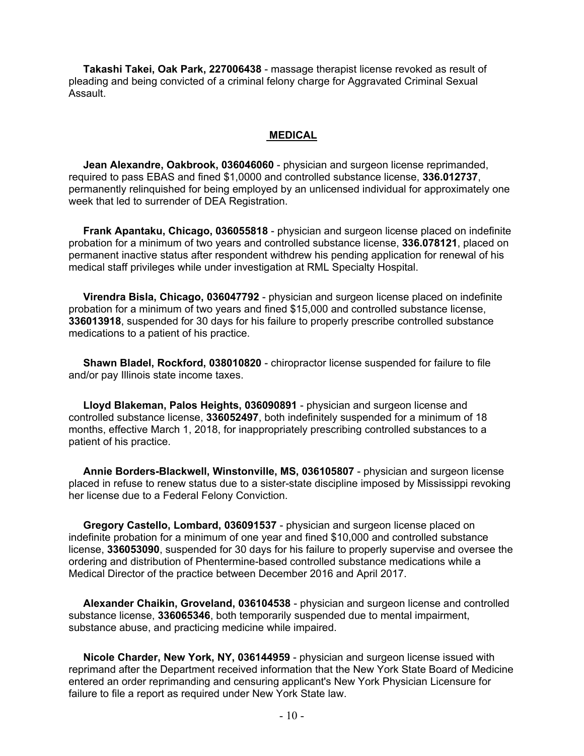**Takashi Takei, Oak Park, 227006438** - massage therapist license revoked as result of pleading and being convicted of a criminal felony charge for Aggravated Criminal Sexual Assault.

## MEDICAL

**Jean Alexandre, Oakbrook, 036046060** - physician and surgeon license reprimanded, required to pass EBAS and fined $1,0000 and controlled substance license, **336.012737**, permanently relinquished for being employed by an unlicensed individual for approximately one week that led to surrender of DEA Registration.

**Frank Apantaku, Chicago, 036055818** - physician and surgeon license placed on indefinite probation for a minimum of two years and controlled substance license, **336.078121**, placed on permanent inactive status after respondent withdrew his pending application for renewal of his medical staff privileges while under investigation at RML Specialty Hospital.

**Virendra Bisla, Chicago, 036047792** - physician and surgeon license placed on indefinite probation for a minimum of two years and fined $15,000 and controlled substance license, **336013918**, suspended for 30 days for his failure to properly prescribe controlled substance medications to a patient of his practice.

**Shawn Bladel, Rockford, 038010820** - chiropractor license suspended for failure to file and/or pay Illinois state income taxes.

**Lloyd Blakeman, Palos Heights, 036090891** - physician and surgeon license and controlled substance license, **336052497**, both indefinitely suspended for a minimum of 18 months, effective March 1, 2018, for inappropriately prescribing controlled substances to a patient of his practice.

**Annie Borders-Blackwell, Winstonville, MS, 036105807** - physician and surgeon license placed in refuse to renew status due to a sister-state discipline imposed by Mississippi revoking her license due to a Federal Felony Conviction.

**Gregory Castello, Lombard, 036091537** - physician and surgeon license placed on indefinite probation for a minimum of one year and fined $10,000 and controlled substance license, **336053090**, suspended for 30 days for his failure to properly supervise and oversee the ordering and distribution of Phentermine-based controlled substance medications while a Medical Director of the practice between December 2016 and April 2017.

**Alexander Chaikin, Groveland, 036104538** - physician and surgeon license and controlled substance license, **336065346**, both temporarily suspended due to mental impairment, substance abuse, and practicing medicine while impaired.

**Nicole Charder, New York, NY, 036144959** - physician and surgeon license issued with reprimand after the Department received information that the New York State Board of Medicine entered an order reprimanding and censuring applicant's New York Physician Licensure for failure to file a report as required under New York State law.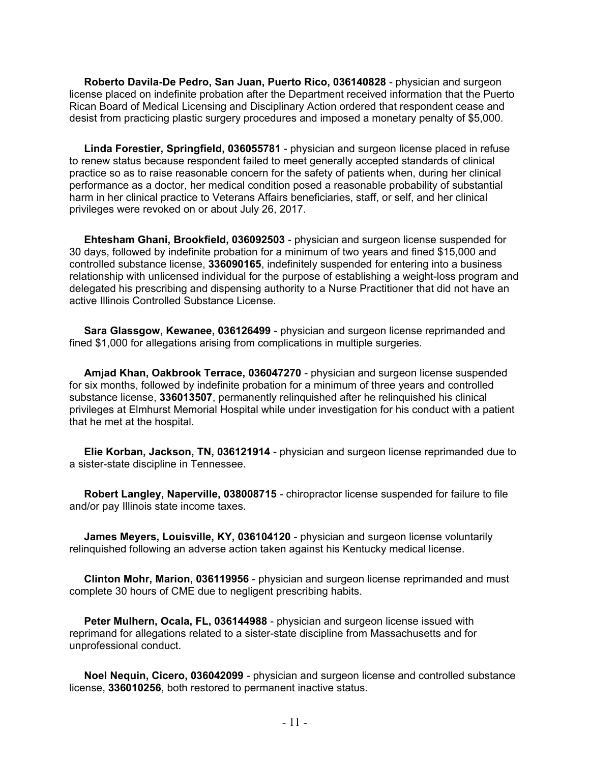**Roberto Davila-De Pedro, San Juan, Puerto Rico, 036140828** - physician and surgeon license placed on indefinite probation after the Department received information that the Puerto Rican Board of Medical Licensing and Disciplinary Action ordered that respondent cease and desist from practicing plastic surgery procedures and imposed a monetary penalty of $5,000.

**Linda Forestier, Springfield, 036055781** - physician and surgeon license placed in refuse to renew status because respondent failed to meet generally accepted standards of clinical practice so as to raise reasonable concern for the safety of patients when, during her clinical performance as a doctor, her medical condition posed a reasonable probability of substantial harm in her clinical practice to Veterans Affairs beneficiaries, staff, or self, and her clinical privileges were revoked on or about July 26, 2017.

**Ehtesham Ghani, Brookfield, 036092503** - physician and surgeon license suspended for 30 days, followed by indefinite probation for a minimum of two years and fined $15,000 and controlled substance license, **336090165**, indefinitely suspended for entering into a business relationship with unlicensed individual for the purpose of establishing a weight-loss program and delegated his prescribing and dispensing authority to a Nurse Practitioner that did not have an active Illinois Controlled Substance License.

**Sara Glassgow, Kewanee, 036126499** - physician and surgeon license reprimanded and fined $1,000 for allegations arising from complications in multiple surgeries.

**Amjad Khan, Oakbrook Terrace, 036047270** - physician and surgeon license suspended for six months, followed by indefinite probation for a minimum of three years and controlled substance license, **336013507**, permanently relinquished after he relinquished his clinical privileges at Elmhurst Memorial Hospital while under investigation for his conduct with a patient that he met at the hospital.

**Elie Korban, Jackson, TN, 036121914** - physician and surgeon license reprimanded due to a sister-state discipline in Tennessee.

**Robert Langley, Naperville, 038008715** - chiropractor license suspended for failure to file and/or pay Illinois state income taxes.

**James Meyers, Louisville, KY, 036104120** - physician and surgeon license voluntarily relinquished following an adverse action taken against his Kentucky medical license.

**Clinton Mohr, Marion, 036119956** - physician and surgeon license reprimanded and must complete 30 hours of CME due to negligent prescribing habits.

**Peter Mulhern, Ocala, FL, 036144988** - physician and surgeon license issued with reprimand for allegations related to a sister-state discipline from Massachusetts and for unprofessional conduct.

**Noel Nequin, Cicero, 036042099** - physician and surgeon license and controlled substance license, **336010256**, both restored to permanent inactive status.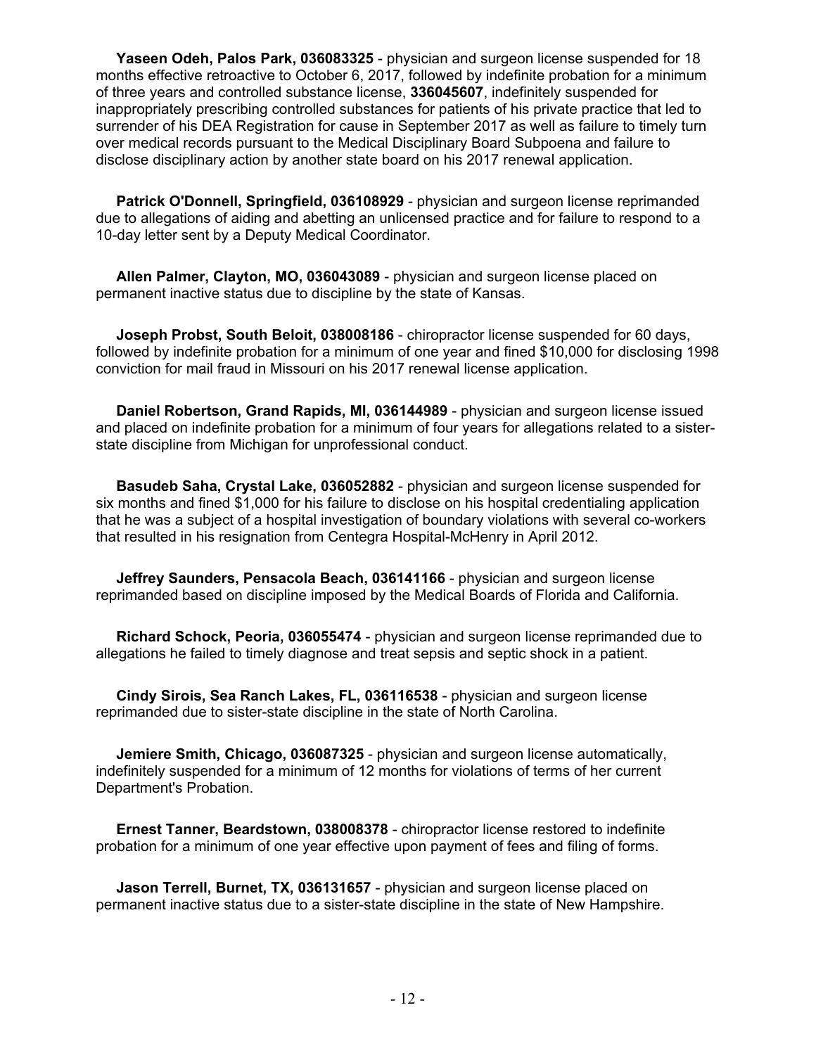**Yaseen Odeh, Palos Park, 036083325** - physician and surgeon license suspended for 18 months effective retroactive to October 6, 2017, followed by indefinite probation for a minimum of three years and controlled substance license, **336045607**, indefinitely suspended for inappropriately prescribing controlled substances for patients of his private practice that led to surrender of his DEA Registration for cause in September 2017 as well as failure to timely turn over medical records pursuant to the Medical Disciplinary Board Subpoena and failure to disclose disciplinary action by another state board on his 2017 renewal application.

**Patrick O'Donnell, Springfield, 036108929** - physician and surgeon license reprimanded due to allegations of aiding and abetting an unlicensed practice and for failure to respond to a 10-day letter sent by a Deputy Medical Coordinator.

**Allen Palmer, Clayton, MO, 036043089** - physician and surgeon license placed on permanent inactive status due to discipline by the state of Kansas.

**Joseph Probst, South Beloit, 038008186** - chiropractor license suspended for 60 days, followed by indefinite probation for a minimum of one year and fined $10,000 for disclosing 1998 conviction for mail fraud in Missouri on his 2017 renewal license application.

**Daniel Robertson, Grand Rapids, MI, 036144989** - physician and surgeon license issued and placed on indefinite probation for a minimum of four years for allegations related to a sister-state discipline from Michigan for unprofessional conduct.

**Basudeb Saha, Crystal Lake, 036052882** - physician and surgeon license suspended for six months and fined $1,000 for his failure to disclose on his hospital credentialing application that he was a subject of a hospital investigation of boundary violations with several co-workers that resulted in his resignation from Centegra Hospital-McHenry in April 2012.

**Jeffrey Saunders, Pensacola Beach, 036141166** - physician and surgeon license reprimanded based on discipline imposed by the Medical Boards of Florida and California.

**Richard Schock, Peoria, 036055474** - physician and surgeon license reprimanded due to allegations he failed to timely diagnose and treat sepsis and septic shock in a patient.

**Cindy Sirois, Sea Ranch Lakes, FL, 036116538** - physician and surgeon license reprimanded due to sister-state discipline in the state of North Carolina.

**Jemiere Smith, Chicago, 036087325** - physician and surgeon license automatically, indefinitely suspended for a minimum of 12 months for violations of terms of her current Department's Probation.

**Ernest Tanner, Beardstown, 038008378** - chiropractor license restored to indefinite probation for a minimum of one year effective upon payment of fees and filing of forms.

**Jason Terrell, Burnet, TX, 036131657** - physician and surgeon license placed on permanent inactive status due to a sister-state discipline in the state of New Hampshire.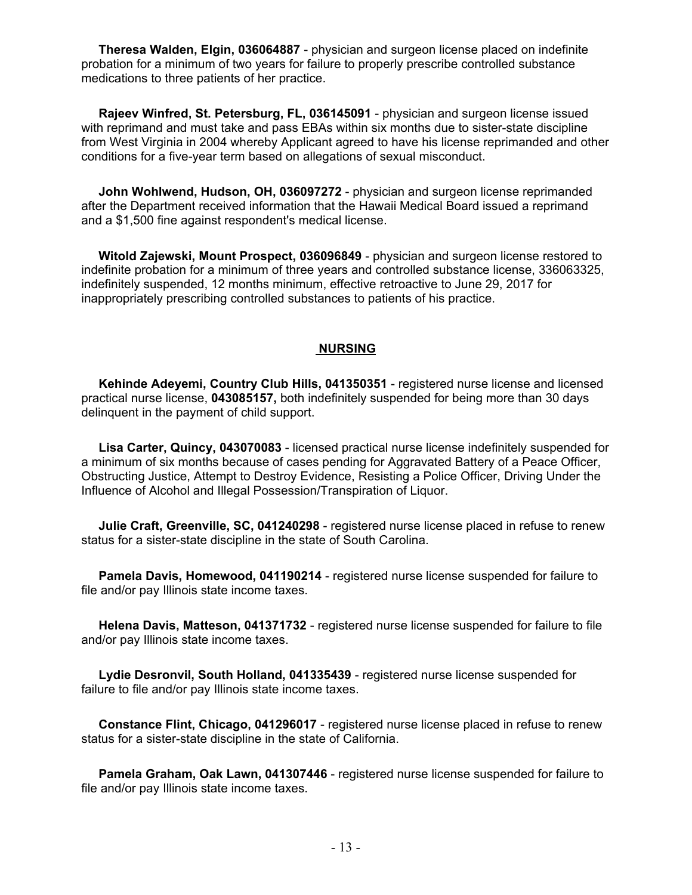**Theresa Walden, Elgin, 036064887** - physician and surgeon license placed on indefinite probation for a minimum of two years for failure to properly prescribe controlled substance medications to three patients of her practice.

**Rajeev Winfred, St. Petersburg, FL, 036145091** - physician and surgeon license issued with reprimand and must take and pass EBAs within six months due to sister-state discipline from West Virginia in 2004 whereby Applicant agreed to have his license reprimanded and other conditions for a five-year term based on allegations of sexual misconduct.

**John Wohlwend, Hudson, OH, 036097272** - physician and surgeon license reprimanded after the Department received information that the Hawaii Medical Board issued a reprimand and a $1,500 fine against respondent's medical license.

**Witold Zajewski, Mount Prospect, 036096849** - physician and surgeon license restored to indefinite probation for a minimum of three years and controlled substance license, 336063325, indefinitely suspended, 12 months minimum, effective retroactive to June 29, 2017 for inappropriately prescribing controlled substances to patients of his practice.

## NURSING

**Kehinde Adeyemi, Country Club Hills, 041350351** - registered nurse license and licensed practical nurse license, **043085157,** both indefinitely suspended for being more than 30 days delinquent in the payment of child support.

**Lisa Carter, Quincy, 043070083** - licensed practical nurse license indefinitely suspended for a minimum of six months because of cases pending for Aggravated Battery of a Peace Officer, Obstructing Justice, Attempt to Destroy Evidence, Resisting a Police Officer, Driving Under the Influence of Alcohol and Illegal Possession/Transpiration of Liquor.

**Julie Craft, Greenville, SC, 041240298** - registered nurse license placed in refuse to renew status for a sister-state discipline in the state of South Carolina.

**Pamela Davis, Homewood, 041190214** - registered nurse license suspended for failure to file and/or pay Illinois state income taxes.

**Helena Davis, Matteson, 041371732** - registered nurse license suspended for failure to file and/or pay Illinois state income taxes.

**Lydie Desronvil, South Holland, 041335439** - registered nurse license suspended for failure to file and/or pay Illinois state income taxes.

**Constance Flint, Chicago, 041296017** - registered nurse license placed in refuse to renew status for a sister-state discipline in the state of California.

**Pamela Graham, Oak Lawn, 041307446** - registered nurse license suspended for failure to file and/or pay Illinois state income taxes.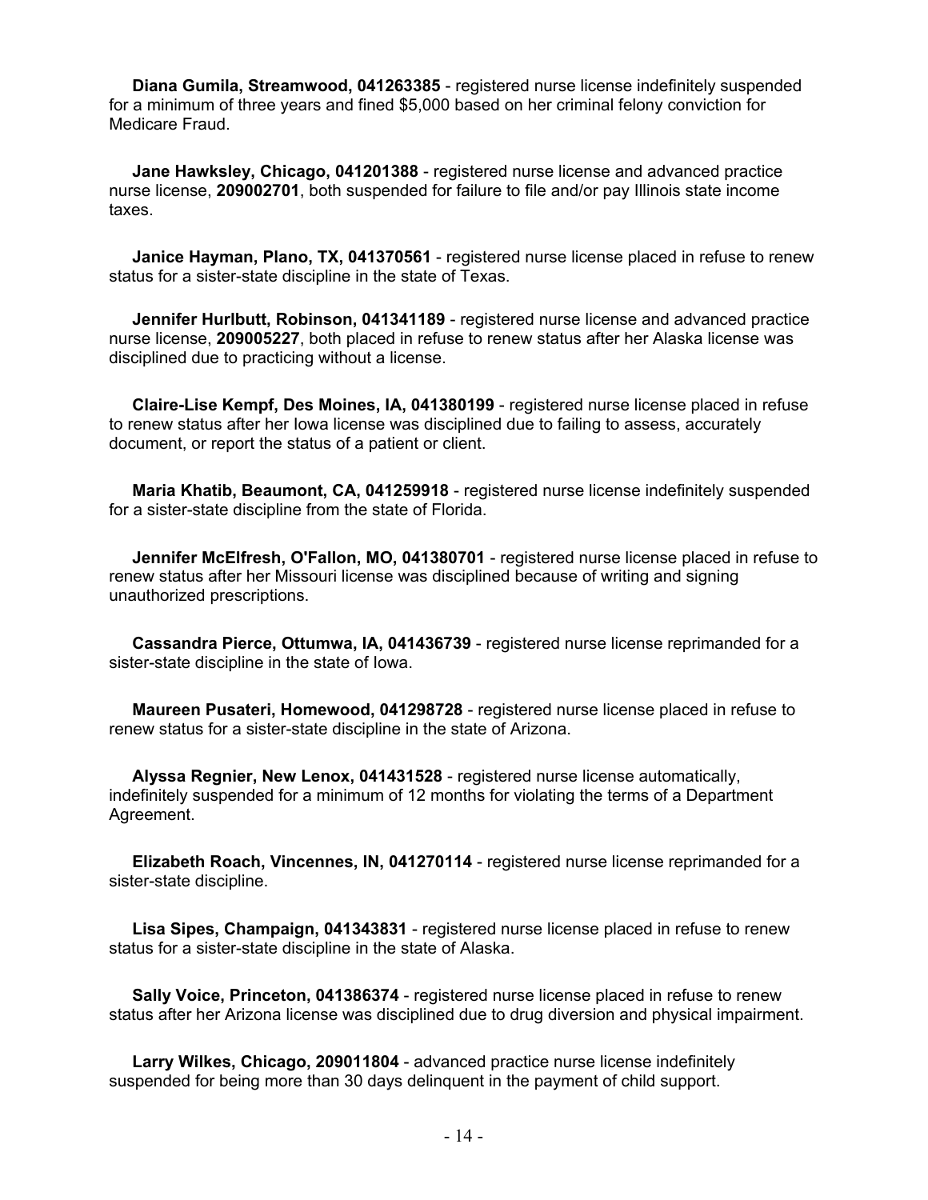**Diana Gumila, Streamwood, 041263385** - registered nurse license indefinitely suspended for a minimum of three years and fined $5,000 based on her criminal felony conviction for Medicare Fraud.

**Jane Hawksley, Chicago, 041201388** - registered nurse license and advanced practice nurse license, **209002701**, both suspended for failure to file and/or pay Illinois state income taxes.

**Janice Hayman, Plano, TX, 041370561** - registered nurse license placed in refuse to renew status for a sister-state discipline in the state of Texas.

**Jennifer Hurlbutt, Robinson, 041341189** - registered nurse license and advanced practice nurse license, **209005227**, both placed in refuse to renew status after her Alaska license was disciplined due to practicing without a license.

**Claire-Lise Kempf, Des Moines, IA, 041380199** - registered nurse license placed in refuse to renew status after her Iowa license was disciplined due to failing to assess, accurately document, or report the status of a patient or client.

**Maria Khatib, Beaumont, CA, 041259918** - registered nurse license indefinitely suspended for a sister-state discipline from the state of Florida.

**Jennifer McElfresh, O'Fallon, MO, 041380701** - registered nurse license placed in refuse to renew status after her Missouri license was disciplined because of writing and signing unauthorized prescriptions.

**Cassandra Pierce, Ottumwa, IA, 041436739** - registered nurse license reprimanded for a sister-state discipline in the state of Iowa.

**Maureen Pusateri, Homewood, 041298728** - registered nurse license placed in refuse to renew status for a sister-state discipline in the state of Arizona.

**Alyssa Regnier, New Lenox, 041431528** - registered nurse license automatically, indefinitely suspended for a minimum of 12 months for violating the terms of a Department Agreement.

**Elizabeth Roach, Vincennes, IN, 041270114** - registered nurse license reprimanded for a sister-state discipline.

**Lisa Sipes, Champaign, 041343831** - registered nurse license placed in refuse to renew status for a sister-state discipline in the state of Alaska.

**Sally Voice, Princeton, 041386374** - registered nurse license placed in refuse to renew status after her Arizona license was disciplined due to drug diversion and physical impairment.

**Larry Wilkes, Chicago, 209011804** - advanced practice nurse license indefinitely suspended for being more than 30 days delinquent in the payment of child support.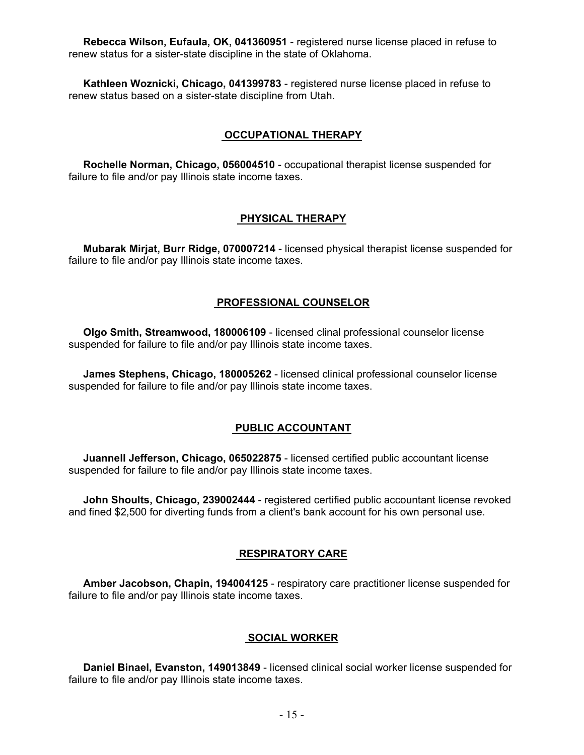**Rebecca Wilson, Eufaula, OK, 041360951** - registered nurse license placed in refuse to renew status for a sister-state discipline in the state of Oklahoma.

**Kathleen Woznicki, Chicago, 041399783** - registered nurse license placed in refuse to renew status based on a sister-state discipline from Utah.

## OCCUPATIONAL THERAPY

**Rochelle Norman, Chicago, 056004510** - occupational therapist license suspended for failure to file and/or pay Illinois state income taxes.

## PHYSICAL THERAPY

**Mubarak Mirjat, Burr Ridge, 070007214** - licensed physical therapist license suspended for failure to file and/or pay Illinois state income taxes.

## PROFESSIONAL COUNSELOR

**Olgo Smith, Streamwood, 180006109** - licensed clinal professional counselor license suspended for failure to file and/or pay Illinois state income taxes.

**James Stephens, Chicago, 180005262** - licensed clinical professional counselor license suspended for failure to file and/or pay Illinois state income taxes.

## PUBLIC ACCOUNTANT

**Juannell Jefferson, Chicago, 065022875** - licensed certified public accountant license suspended for failure to file and/or pay Illinois state income taxes.

**John Shoults, Chicago, 239002444** - registered certified public accountant license revoked and fined $2,500 for diverting funds from a client's bank account for his own personal use.

## RESPIRATORY CARE

**Amber Jacobson, Chapin, 194004125** - respiratory care practitioner license suspended for failure to file and/or pay Illinois state income taxes.

## SOCIAL WORKER

**Daniel Binael, Evanston, 149013849** - licensed clinical social worker license suspended for failure to file and/or pay Illinois state income taxes.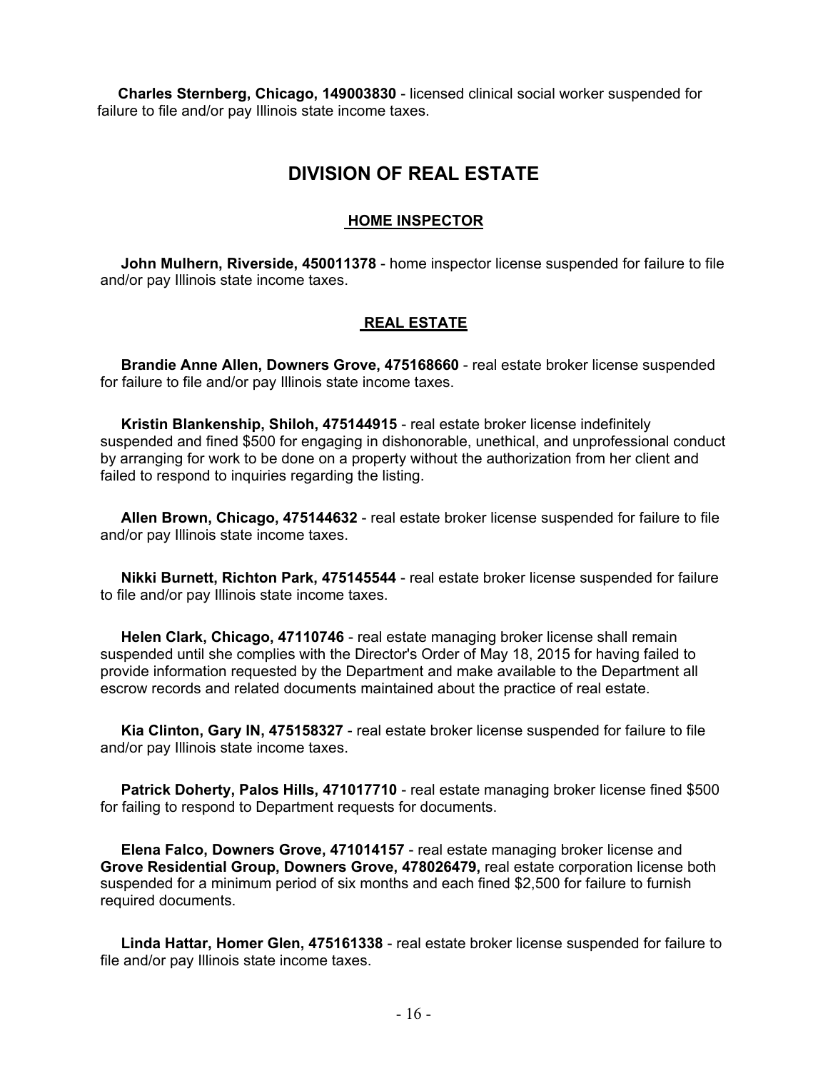**Charles Sternberg, Chicago, 149003830** - licensed clinical social worker suspended for failure to file and/or pay Illinois state income taxes.

## DIVISION OF REAL ESTATE

### HOME INSPECTOR

**John Mulhern, Riverside, 450011378** - home inspector license suspended for failure to file and/or pay Illinois state income taxes.

### REAL ESTATE

**Brandie Anne Allen, Downers Grove, 475168660** - real estate broker license suspended for failure to file and/or pay Illinois state income taxes.

**Kristin Blankenship, Shiloh, 475144915** - real estate broker license indefinitely suspended and fined $500 for engaging in dishonorable, unethical, and unprofessional conduct by arranging for work to be done on a property without the authorization from her client and failed to respond to inquiries regarding the listing.

**Allen Brown, Chicago, 475144632** - real estate broker license suspended for failure to file and/or pay Illinois state income taxes.

**Nikki Burnett, Richton Park, 475145544** - real estate broker license suspended for failure to file and/or pay Illinois state income taxes.

**Helen Clark, Chicago, 47110746** - real estate managing broker license shall remain suspended until she complies with the Director's Order of May 18, 2015 for having failed to provide information requested by the Department and make available to the Department all escrow records and related documents maintained about the practice of real estate.

**Kia Clinton, Gary IN, 475158327** - real estate broker license suspended for failure to file and/or pay Illinois state income taxes.

**Patrick Doherty, Palos Hills, 471017710** - real estate managing broker license fined $500 for failing to respond to Department requests for documents.

**Elena Falco, Downers Grove, 471014157** - real estate managing broker license and **Grove Residential Group, Downers Grove, 478026479,** real estate corporation license both suspended for a minimum period of six months and each fined $2,500 for failure to furnish required documents.

**Linda Hattar, Homer Glen, 475161338** - real estate broker license suspended for failure to file and/or pay Illinois state income taxes.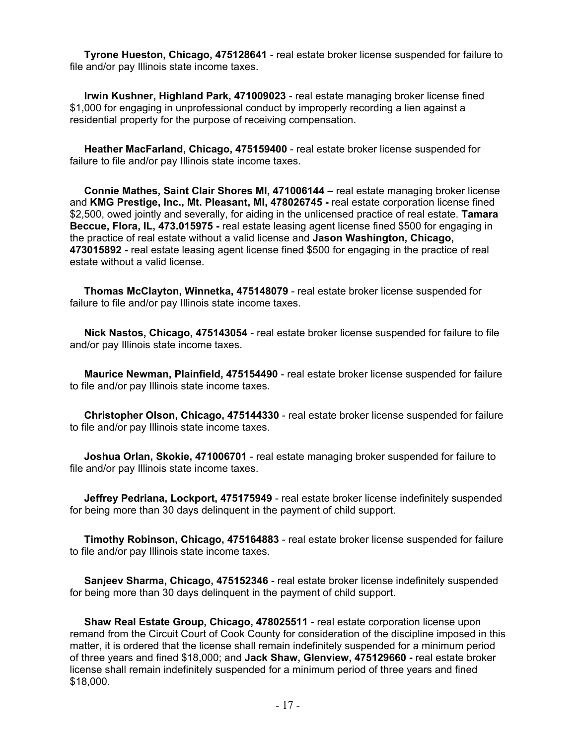**Tyrone Hueston, Chicago, 475128641** - real estate broker license suspended for failure to file and/or pay Illinois state income taxes.

**Irwin Kushner, Highland Park, 471009023** - real estate managing broker license fined $1,000 for engaging in unprofessional conduct by improperly recording a lien against a residential property for the purpose of receiving compensation.

**Heather MacFarland, Chicago, 475159400** - real estate broker license suspended for failure to file and/or pay Illinois state income taxes.

**Connie Mathes, Saint Clair Shores MI, 471006144** – real estate managing broker license and **KMG Prestige, Inc., Mt. Pleasant, MI, 478026745 -** real estate corporation license fined $2,500, owed jointly and severally, for aiding in the unlicensed practice of real estate. **Tamara Beccue, Flora, IL, 473.015975 -** real estate leasing agent license fined $500 for engaging in the practice of real estate without a valid license and **Jason Washington, Chicago, 473015892 -** real estate leasing agent license fined $500 for engaging in the practice of real estate without a valid license.

**Thomas McClayton, Winnetka, 475148079** - real estate broker license suspended for failure to file and/or pay Illinois state income taxes.

**Nick Nastos, Chicago, 475143054** - real estate broker license suspended for failure to file and/or pay Illinois state income taxes.

**Maurice Newman, Plainfield, 475154490** - real estate broker license suspended for failure to file and/or pay Illinois state income taxes.

**Christopher Olson, Chicago, 475144330** - real estate broker license suspended for failure to file and/or pay Illinois state income taxes.

**Joshua Orlan, Skokie, 471006701** - real estate managing broker suspended for failure to file and/or pay Illinois state income taxes.

**Jeffrey Pedriana, Lockport, 475175949** - real estate broker license indefinitely suspended for being more than 30 days delinquent in the payment of child support.

**Timothy Robinson, Chicago, 475164883** - real estate broker license suspended for failure to file and/or pay Illinois state income taxes.

**Sanjeev Sharma, Chicago, 475152346** - real estate broker license indefinitely suspended for being more than 30 days delinquent in the payment of child support.

**Shaw Real Estate Group, Chicago, 478025511** - real estate corporation license upon remand from the Circuit Court of Cook County for consideration of the discipline imposed in this matter, it is ordered that the license shall remain indefinitely suspended for a minimum period of three years and fined $18,000; and **Jack Shaw, Glenview, 475129660 -** real estate broker license shall remain indefinitely suspended for a minimum period of three years and fined $18,000.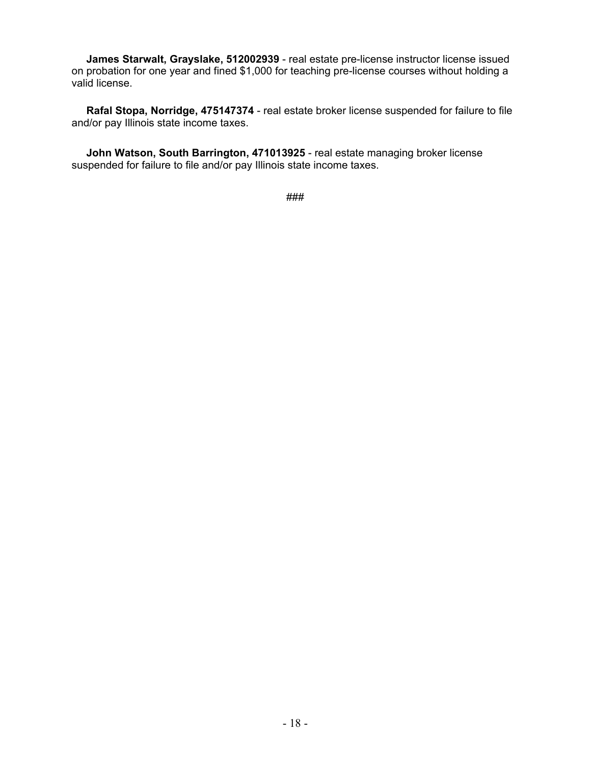**James Starwalt, Grayslake, 512002939** - real estate pre-license instructor license issued on probation for one year and fined $1,000 for teaching pre-license courses without holding a valid license.

**Rafal Stopa, Norridge, 475147374** - real estate broker license suspended for failure to file and/or pay Illinois state income taxes.

**John Watson, South Barrington, 471013925** - real estate managing broker license suspended for failure to file and/or pay Illinois state income taxes.

###